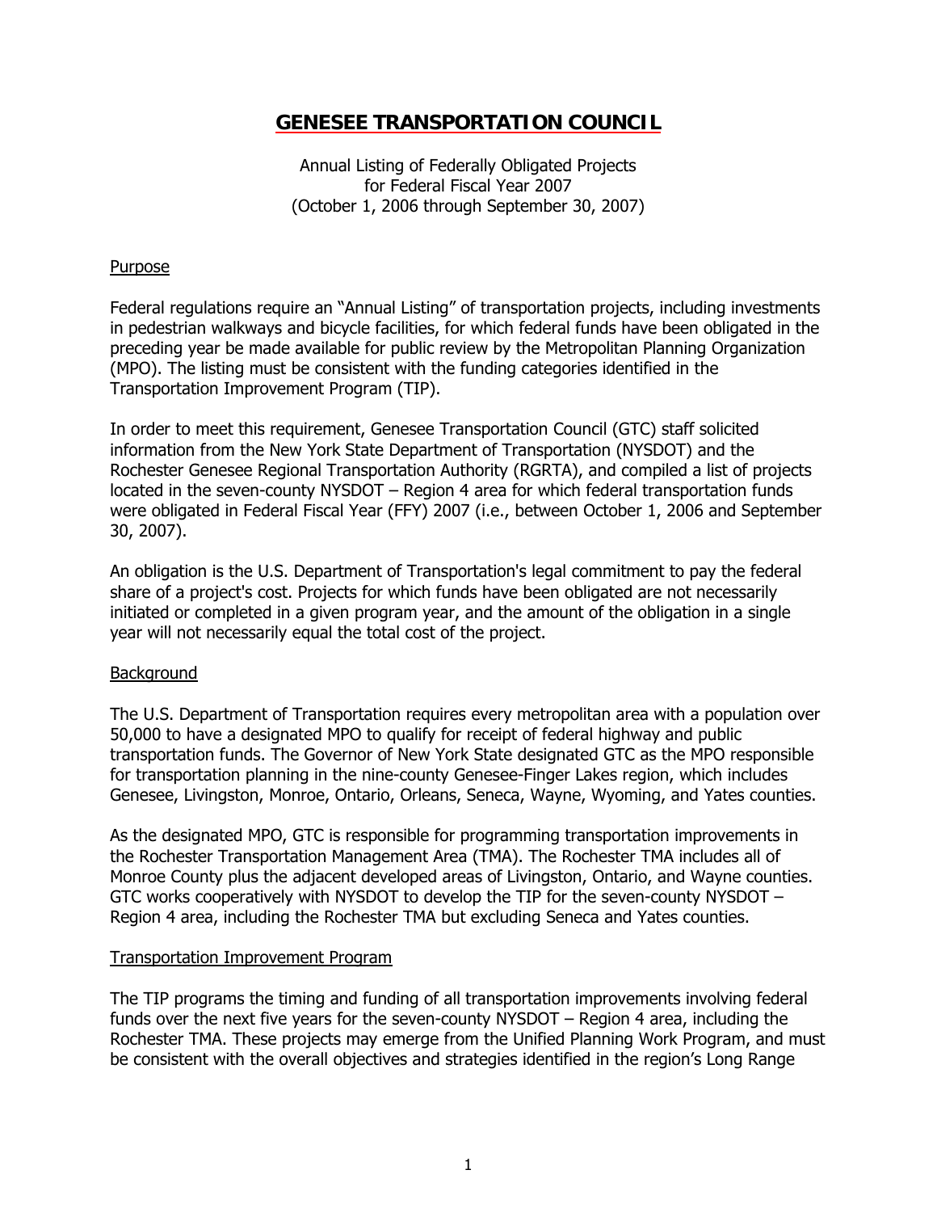# GENESEE TRANSPORTATION COUNCIL

Annual Listing of Federally Obligated Projects
for Federal Fiscal Year 2007
(October 1, 2006 through September 30, 2007)

## Purpose

Federal regulations require an "Annual Listing" of transportation projects, including investments in pedestrian walkways and bicycle facilities, for which federal funds have been obligated in the preceding year be made available for public review by the Metropolitan Planning Organization (MPO). The listing must be consistent with the funding categories identified in the Transportation Improvement Program (TIP).

In order to meet this requirement, Genesee Transportation Council (GTC) staff solicited information from the New York State Department of Transportation (NYSDOT) and the Rochester Genesee Regional Transportation Authority (RGRTA), and compiled a list of projects located in the seven-county NYSDOT – Region 4 area for which federal transportation funds were obligated in Federal Fiscal Year (FFY) 2007 (i.e., between October 1, 2006 and September 30, 2007).

An obligation is the U.S. Department of Transportation's legal commitment to pay the federal share of a project's cost. Projects for which funds have been obligated are not necessarily initiated or completed in a given program year, and the amount of the obligation in a single year will not necessarily equal the total cost of the project.

## Background

The U.S. Department of Transportation requires every metropolitan area with a population over 50,000 to have a designated MPO to qualify for receipt of federal highway and public transportation funds. The Governor of New York State designated GTC as the MPO responsible for transportation planning in the nine-county Genesee-Finger Lakes region, which includes Genesee, Livingston, Monroe, Ontario, Orleans, Seneca, Wayne, Wyoming, and Yates counties.

As the designated MPO, GTC is responsible for programming transportation improvements in the Rochester Transportation Management Area (TMA). The Rochester TMA includes all of Monroe County plus the adjacent developed areas of Livingston, Ontario, and Wayne counties. GTC works cooperatively with NYSDOT to develop the TIP for the seven-county NYSDOT – Region 4 area, including the Rochester TMA but excluding Seneca and Yates counties.

## Transportation Improvement Program

The TIP programs the timing and funding of all transportation improvements involving federal funds over the next five years for the seven-county NYSDOT – Region 4 area, including the Rochester TMA. These projects may emerge from the Unified Planning Work Program, and must be consistent with the overall objectives and strategies identified in the region's Long Range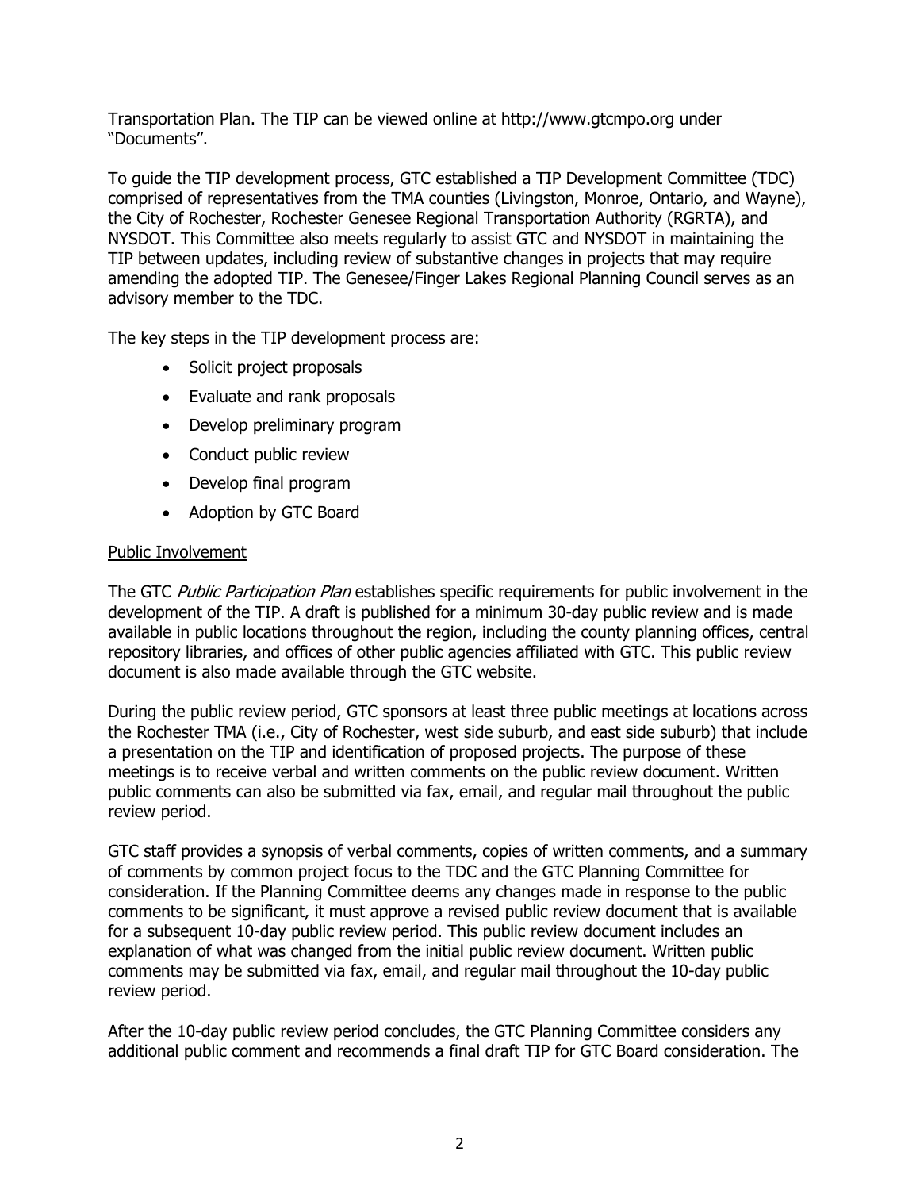Transportation Plan. The TIP can be viewed online at http://www.gtcmpo.org under "Documents".

To guide the TIP development process, GTC established a TIP Development Committee (TDC) comprised of representatives from the TMA counties (Livingston, Monroe, Ontario, and Wayne), the City of Rochester, Rochester Genesee Regional Transportation Authority (RGRTA), and NYSDOT. This Committee also meets regularly to assist GTC and NYSDOT in maintaining the TIP between updates, including review of substantive changes in projects that may require amending the adopted TIP. The Genesee/Finger Lakes Regional Planning Council serves as an advisory member to the TDC.

The key steps in the TIP development process are:

- Solicit project proposals
- Evaluate and rank proposals
- Develop preliminary program
- Conduct public review
- Develop final program
- Adoption by GTC Board

Public Involvement

The GTC *Public Participation Plan* establishes specific requirements for public involvement in the development of the TIP. A draft is published for a minimum 30-day public review and is made available in public locations throughout the region, including the county planning offices, central repository libraries, and offices of other public agencies affiliated with GTC. This public review document is also made available through the GTC website.

During the public review period, GTC sponsors at least three public meetings at locations across the Rochester TMA (i.e., City of Rochester, west side suburb, and east side suburb) that include a presentation on the TIP and identification of proposed projects. The purpose of these meetings is to receive verbal and written comments on the public review document. Written public comments can also be submitted via fax, email, and regular mail throughout the public review period.

GTC staff provides a synopsis of verbal comments, copies of written comments, and a summary of comments by common project focus to the TDC and the GTC Planning Committee for consideration. If the Planning Committee deems any changes made in response to the public comments to be significant, it must approve a revised public review document that is available for a subsequent 10-day public review period. This public review document includes an explanation of what was changed from the initial public review document. Written public comments may be submitted via fax, email, and regular mail throughout the 10-day public review period.

After the 10-day public review period concludes, the GTC Planning Committee considers any additional public comment and recommends a final draft TIP for GTC Board consideration. The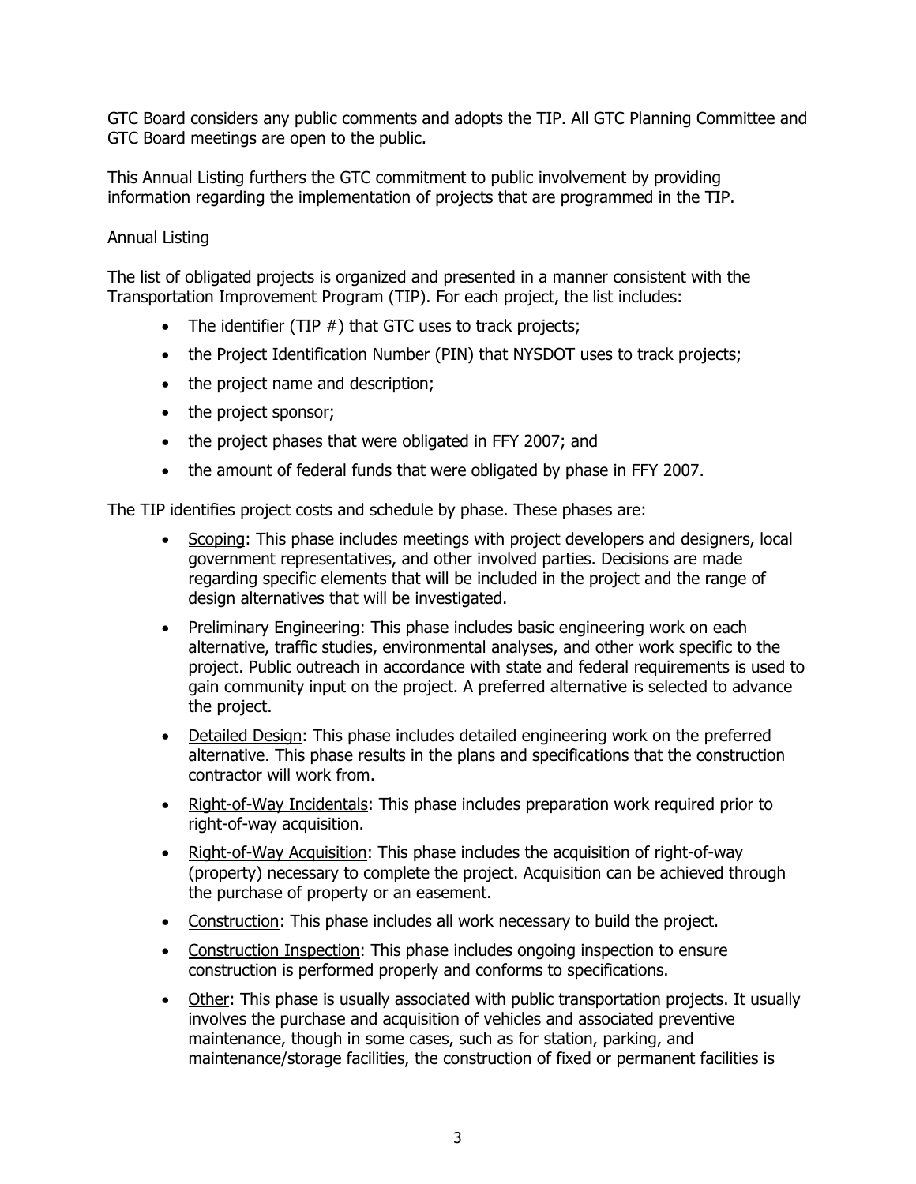GTC Board considers any public comments and adopts the TIP. All GTC Planning Committee and GTC Board meetings are open to the public.

This Annual Listing furthers the GTC commitment to public involvement by providing information regarding the implementation of projects that are programmed in the TIP.

## Annual Listing

The list of obligated projects is organized and presented in a manner consistent with the Transportation Improvement Program (TIP). For each project, the list includes:

- The identifier (TIP #) that GTC uses to track projects;
- the Project Identification Number (PIN) that NYSDOT uses to track projects;
- the project name and description;
- the project sponsor;
- the project phases that were obligated in FFY 2007; and
- the amount of federal funds that were obligated by phase in FFY 2007.

The TIP identifies project costs and schedule by phase. These phases are:

- Scoping: This phase includes meetings with project developers and designers, local government representatives, and other involved parties. Decisions are made regarding specific elements that will be included in the project and the range of design alternatives that will be investigated.
- Preliminary Engineering: This phase includes basic engineering work on each alternative, traffic studies, environmental analyses, and other work specific to the project. Public outreach in accordance with state and federal requirements is used to gain community input on the project. A preferred alternative is selected to advance the project.
- Detailed Design: This phase includes detailed engineering work on the preferred alternative. This phase results in the plans and specifications that the construction contractor will work from.
- Right-of-Way Incidentals: This phase includes preparation work required prior to right-of-way acquisition.
- Right-of-Way Acquisition: This phase includes the acquisition of right-of-way (property) necessary to complete the project. Acquisition can be achieved through the purchase of property or an easement.
- Construction: This phase includes all work necessary to build the project.
- Construction Inspection: This phase includes ongoing inspection to ensure construction is performed properly and conforms to specifications.
- Other: This phase is usually associated with public transportation projects. It usually involves the purchase and acquisition of vehicles and associated preventive maintenance, though in some cases, such as for station, parking, and maintenance/storage facilities, the construction of fixed or permanent facilities is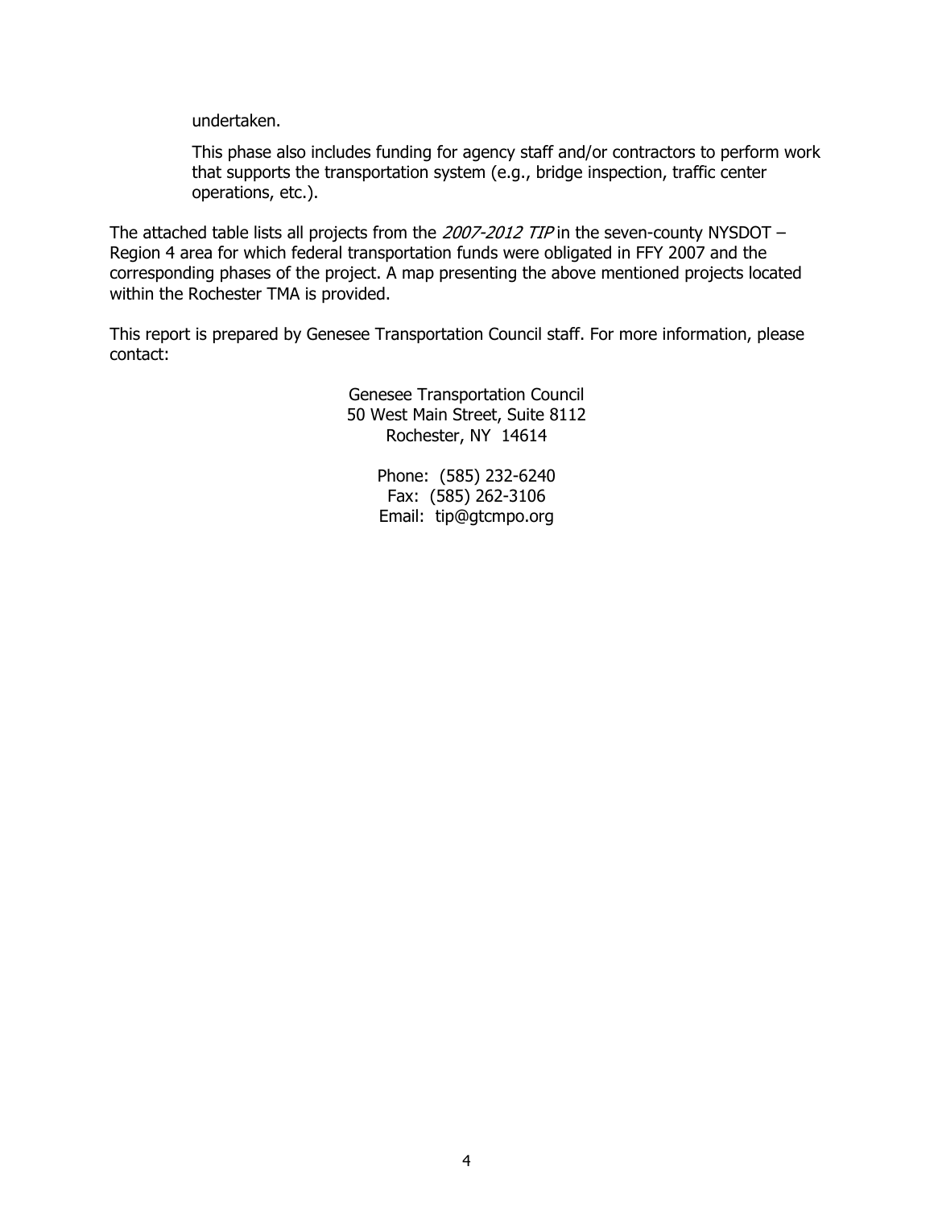undertaken.

This phase also includes funding for agency staff and/or contractors to perform work that supports the transportation system (e.g., bridge inspection, traffic center operations, etc.).

The attached table lists all projects from the *2007-2012 TIP* in the seven-county NYSDOT – Region 4 area for which federal transportation funds were obligated in FFY 2007 and the corresponding phases of the project. A map presenting the above mentioned projects located within the Rochester TMA is provided.

This report is prepared by Genesee Transportation Council staff. For more information, please contact:

Genesee Transportation Council  
50 West Main Street, Suite 8112  
Rochester, NY 14614

Phone: (585) 232-6240  
Fax: (585) 262-3106  
Email: tip@gtcmpo.org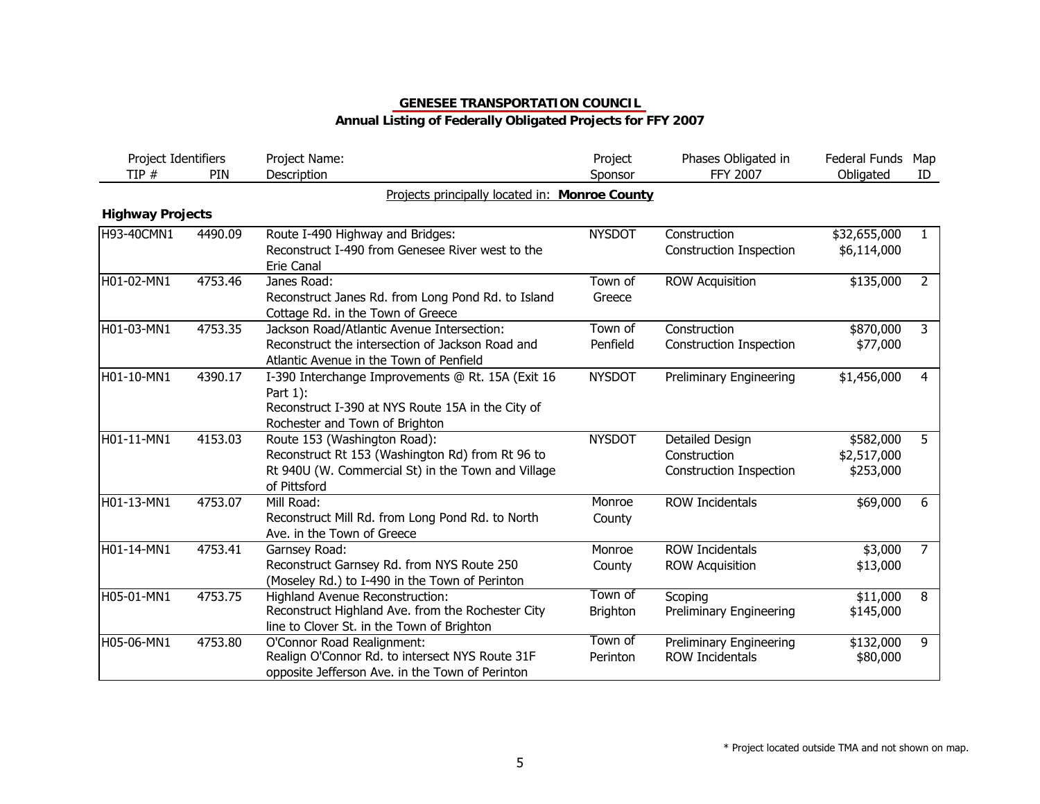## GENESEE TRANSPORTATION COUNCIL

### Annual Listing of Federally Obligated Projects for FFY 2007

| Project Identifiers TIP # | PIN | Project Name: Description | Project Sponsor | Phases Obligated in FFY 2007 | Federal Funds Obligated | Map ID |
|---|---|---|---|---|---|---|
| | | Projects principally located in: **Monroe County** | | | | |
| **Highway Projects** | | | | | | |
| H93-40CMN1 | 4490.09 | Route I-490 Highway and Bridges: Reconstruct I-490 from Genesee River west to the Erie Canal | NYSDOT | Construction<br>Construction Inspection | $32,655,000<br>$6,114,000 | 1 |
| H01-02-MN1 | 4753.46 | Janes Road: Reconstruct Janes Rd. from Long Pond Rd. to Island Cottage Rd. in the Town of Greece | Town of Greece | ROW Acquisition | $135,000 | 2 |
| H01-03-MN1 | 4753.35 | Jackson Road/Atlantic Avenue Intersection: Reconstruct the intersection of Jackson Road and Atlantic Avenue in the Town of Penfield | Town of Penfield | Construction<br>Construction Inspection | $870,000<br>$77,000 | 3 |
| H01-10-MN1 | 4390.17 | I-390 Interchange Improvements @ Rt. 15A (Exit 16 Part 1): Reconstruct I-390 at NYS Route 15A in the City of Rochester and Town of Brighton | NYSDOT | Preliminary Engineering | $1,456,000 | 4 |
| H01-11-MN1 | 4153.03 | Route 153 (Washington Road): Reconstruct Rt 153 (Washington Rd) from Rt 96 to Rt 940U (W. Commercial St) in the Town and Village of Pittsford | NYSDOT | Detailed Design<br>Construction<br>Construction Inspection | $582,000<br>$2,517,000<br>$253,000 | 5 |
| H01-13-MN1 | 4753.07 | Mill Road: Reconstruct Mill Rd. from Long Pond Rd. to North Ave. in the Town of Greece | Monroe County | ROW Incidentals | $69,000 | 6 |
| H01-14-MN1 | 4753.41 | Garnsey Road: Reconstruct Garnsey Rd. from NYS Route 250 (Moseley Rd.) to I-490 in the Town of Perinton | Monroe County | ROW Incidentals<br>ROW Acquisition | $3,000<br>$13,000 | 7 |
| H05-01-MN1 | 4753.75 | Highland Avenue Reconstruction: Reconstruct Highland Ave. from the Rochester City line to Clover St. in the Town of Brighton | Town of Brighton | Scoping<br>Preliminary Engineering | $11,000<br>$145,000 | 8 |
| H05-06-MN1 | 4753.80 | O'Connor Road Realignment: Realign O'Connor Rd. to intersect NYS Route 31F opposite Jefferson Ave. in the Town of Perinton | Town of Perinton | Preliminary Engineering<br>ROW Incidentals | $132,000<br>$80,000 | 9 |

* Project located outside TMA and not shown on map.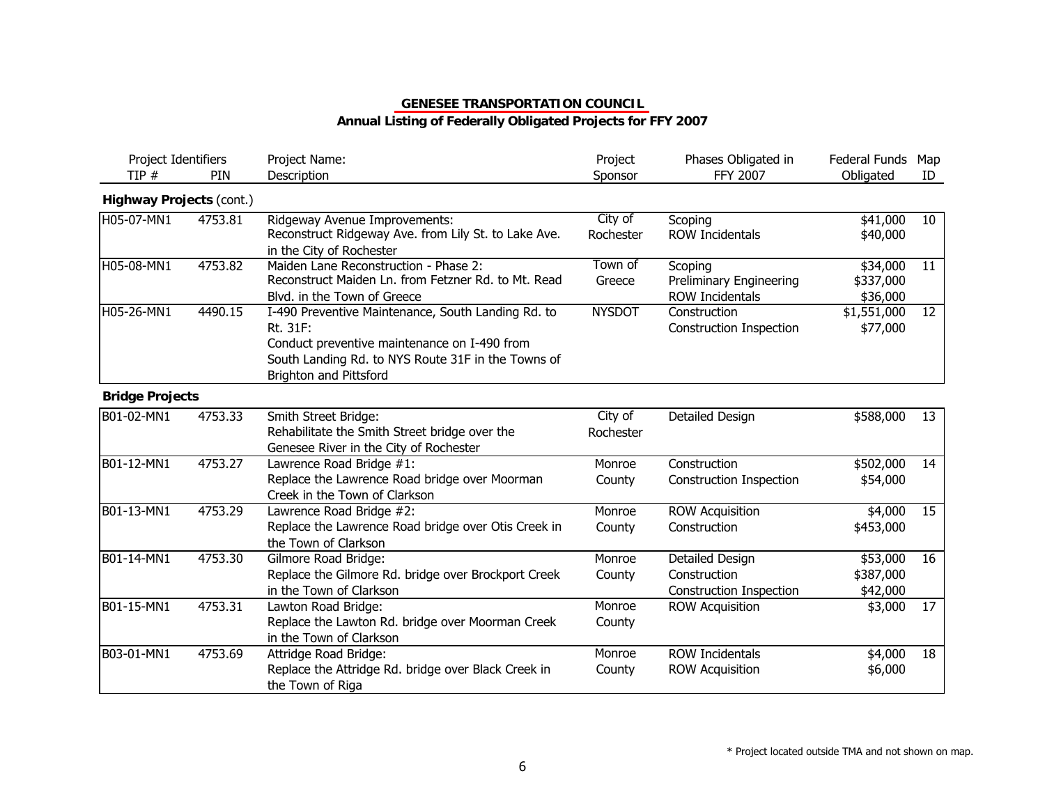**GENESEE TRANSPORTATION COUNCIL**
**Annual Listing of Federally Obligated Projects for FFY 2007**

| Project Identifiers TIP # | PIN | Project Name: Description | Project Sponsor | Phases Obligated in FFY 2007 | Federal Funds Obligated | Map ID |
|---|---|---|---|---|---|---|
| **Highway Projects** (cont.) | | | | | | |
| H05-07-MN1 | 4753.81 | Ridgeway Avenue Improvements: Reconstruct Ridgeway Ave. from Lily St. to Lake Ave. in the City of Rochester | City of Rochester | Scoping<br>ROW Incidentals | $41,000<br>$40,000 | 10 |
| H05-08-MN1 | 4753.82 | Maiden Lane Reconstruction - Phase 2: Reconstruct Maiden Ln. from Fetzner Rd. to Mt. Read Blvd. in the Town of Greece | Town of Greece | Scoping<br>Preliminary Engineering<br>ROW Incidentals | $34,000<br>$337,000<br>$36,000 | 11 |
| H05-26-MN1 | 4490.15 | I-490 Preventive Maintenance, South Landing Rd. to Rt. 31F: Conduct preventive maintenance on I-490 from South Landing Rd. to NYS Route 31F in the Towns of Brighton and Pittsford | NYSDOT | Construction<br>Construction Inspection | $1,551,000<br>$77,000 | 12 |
| **Bridge Projects** | | | | | | |
| B01-02-MN1 | 4753.33 | Smith Street Bridge: Rehabilitate the Smith Street bridge over the Genesee River in the City of Rochester | City of Rochester | Detailed Design | $588,000 | 13 |
| B01-12-MN1 | 4753.27 | Lawrence Road Bridge #1: Replace the Lawrence Road bridge over Moorman Creek in the Town of Clarkson | Monroe County | Construction<br>Construction Inspection | $502,000<br>$54,000 | 14 |
| B01-13-MN1 | 4753.29 | Lawrence Road Bridge #2: Replace the Lawrence Road bridge over Otis Creek in the Town of Clarkson | Monroe County | ROW Acquisition<br>Construction | $4,000<br>$453,000 | 15 |
| B01-14-MN1 | 4753.30 | Gilmore Road Bridge: Replace the Gilmore Rd. bridge over Brockport Creek in the Town of Clarkson | Monroe County | Detailed Design<br>Construction<br>Construction Inspection | $53,000<br>$387,000<br>$42,000 | 16 |
| B01-15-MN1 | 4753.31 | Lawton Road Bridge: Replace the Lawton Rd. bridge over Moorman Creek in the Town of Clarkson | Monroe County | ROW Acquisition | $3,000 | 17 |
| B03-01-MN1 | 4753.69 | Attridge Road Bridge: Replace the Attridge Rd. bridge over Black Creek in the Town of Riga | Monroe County | ROW Incidentals<br>ROW Acquisition | $4,000<br>$6,000 | 18 |

* Project located outside TMA and not shown on map.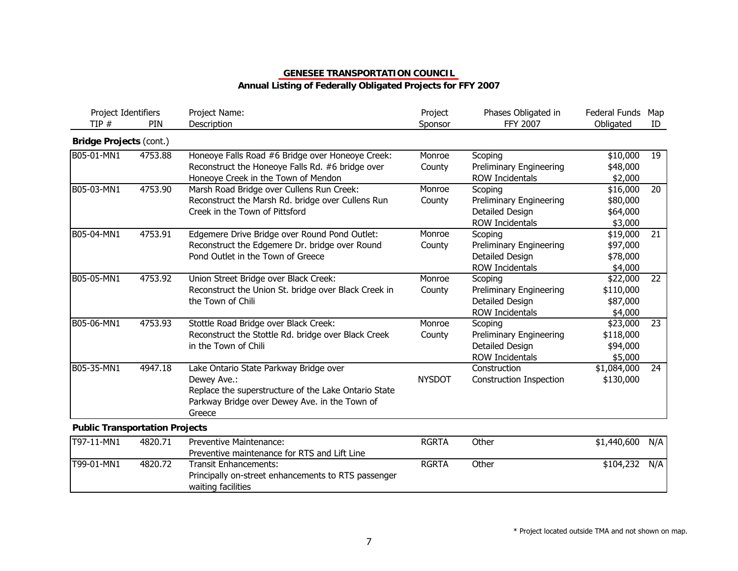## GENESEE TRANSPORTATION COUNCIL

### Annual Listing of Federally Obligated Projects for FFY 2007

| Project Identifiers TIP # | PIN | Project Name: Description | Project Sponsor | Phases Obligated in FFY 2007 | Federal Funds Obligated | Map ID |
|---|---|---|---|---|---|---|
| **Bridge Projects** (cont.) | | | | | | |
| B05-01-MN1 | 4753.88 | Honeoye Falls Road #6 Bridge over Honeoye Creek: Reconstruct the Honeoye Falls Rd. #6 bridge over Honeoye Creek in the Town of Mendon | Monroe County | Scoping<br>Preliminary Engineering<br>ROW Incidentals | $10,000<br>$48,000<br>$2,000 | 19 |
| B05-03-MN1 | 4753.90 | Marsh Road Bridge over Cullens Run Creek: Reconstruct the Marsh Rd. bridge over Cullens Run Creek in the Town of Pittsford | Monroe County | Scoping<br>Preliminary Engineering<br>Detailed Design<br>ROW Incidentals | $16,000<br>$80,000<br>$64,000<br>$3,000 | 20 |
| B05-04-MN1 | 4753.91 | Edgemere Drive Bridge over Round Pond Outlet: Reconstruct the Edgemere Dr. bridge over Round Pond Outlet in the Town of Greece | Monroe County | Scoping<br>Preliminary Engineering<br>Detailed Design<br>ROW Incidentals | $19,000<br>$97,000<br>$78,000<br>$4,000 | 21 |
| B05-05-MN1 | 4753.92 | Union Street Bridge over Black Creek: Reconstruct the Union St. bridge over Black Creek in the Town of Chili | Monroe County | Scoping<br>Preliminary Engineering<br>Detailed Design<br>ROW Incidentals | $22,000<br>$110,000<br>$87,000<br>$4,000 | 22 |
| B05-06-MN1 | 4753.93 | Stottle Road Bridge over Black Creek: Reconstruct the Stottle Rd. bridge over Black Creek in the Town of Chili | Monroe County | Scoping<br>Preliminary Engineering<br>Detailed Design<br>ROW Incidentals | $23,000<br>$118,000<br>$94,000<br>$5,000 | 23 |
| B05-35-MN1 | 4947.18 | Lake Ontario State Parkway Bridge over Dewey Ave.: Replace the superstructure of the Lake Ontario State Parkway Bridge over Dewey Ave. in the Town of Greece | NYSDOT | Construction<br>Construction Inspection | $1,084,000<br>$130,000 | 24 |
| **Public Transportation Projects** | | | | | | |
| T97-11-MN1 | 4820.71 | Preventive Maintenance: Preventive maintenance for RTS and Lift Line | RGRTA | Other | $1,440,600 | N/A |
| T99-01-MN1 | 4820.72 | Transit Enhancements: Principally on-street enhancements to RTS passenger waiting facilities | RGRTA | Other | $104,232 | N/A |

* Project located outside TMA and not shown on map.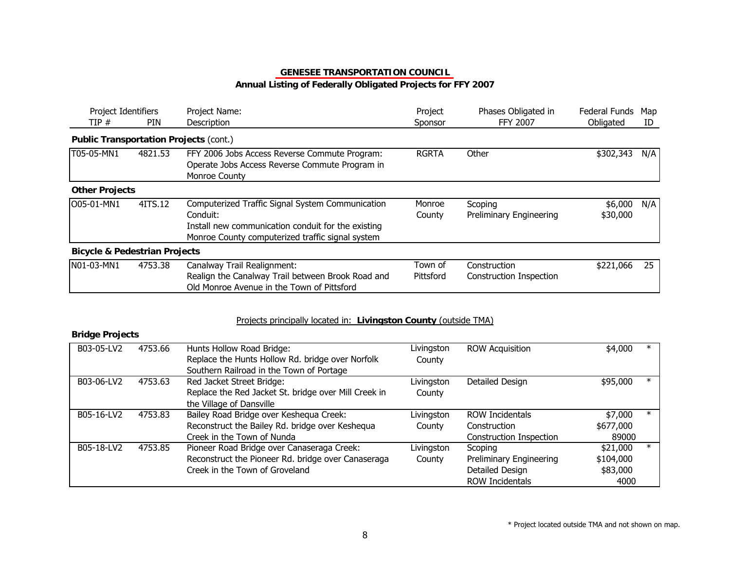## GENESEE TRANSPORTATION COUNCIL
### Annual Listing of Federally Obligated Projects for FFY 2007

| Project Identifiers TIP # | PIN | Project Name: Description | Project Sponsor | Phases Obligated in FFY 2007 | Federal Funds Obligated | Map ID |
|---|---|---|---|---|---|---|
| **Public Transportation Projects** (cont.) | | | | | | |
| T05-05-MN1 | 4821.53 | FFY 2006 Jobs Access Reverse Commute Program: Operate Jobs Access Reverse Commute Program in Monroe County | RGRTA | Other | $302,343 | N/A |
| **Other Projects** | | | | | | |
| O05-01-MN1 | 4ITS.12 | Computerized Traffic Signal System Communication Conduit: Install new communication conduit for the existing Monroe County computerized traffic signal system | Monroe County | Scoping<br>Preliminary Engineering | $6,000<br>$30,000 | N/A |
| **Bicycle & Pedestrian Projects** | | | | | | |
| N01-03-MN1 | 4753.38 | Canalway Trail Realignment: Realign the Canalway Trail between Brook Road and Old Monroe Avenue in the Town of Pittsford | Town of Pittsford | Construction<br>Construction Inspection | $221,066 | 25 |

Projects principally located in: **Livingston County** (outside TMA)

**Bridge Projects**

| TIP # | PIN | Project Name: Description | Project Sponsor | Phases Obligated in FFY 2007 | Federal Funds Obligated | Map ID |
|---|---|---|---|---|---|---|
| B03-05-LV2 | 4753.66 | Hunts Hollow Road Bridge: Replace the Hunts Hollow Rd. bridge over Norfolk Southern Railroad in the Town of Portage | Livingston County | ROW Acquisition | $4,000 | * |
| B03-06-LV2 | 4753.63 | Red Jacket Street Bridge: Replace the Red Jacket St. bridge over Mill Creek in the Village of Dansville | Livingston County | Detailed Design | $95,000 | * |
| B05-16-LV2 | 4753.83 | Bailey Road Bridge over Keshequa Creek: Reconstruct the Bailey Rd. bridge over Keshequa Creek in the Town of Nunda | Livingston County | ROW Incidentals<br>Construction<br>Construction Inspection | $7,000<br>$677,000<br>89000 | * |
| B05-18-LV2 | 4753.85 | Pioneer Road Bridge over Canaseraga Creek: Reconstruct the Pioneer Rd. bridge over Canaseraga Creek in the Town of Groveland | Livingston County | Scoping<br>Preliminary Engineering<br>Detailed Design<br>ROW Incidentals | $21,000<br>$104,000<br>$83,000<br>4000 | * |

\* Project located outside TMA and not shown on map.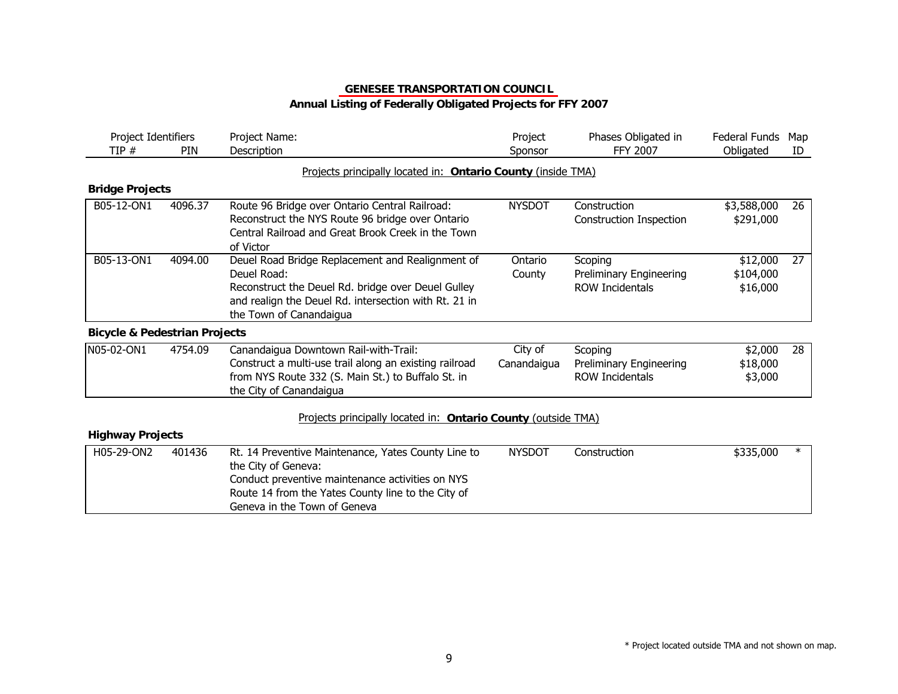**GENESEE TRANSPORTATION COUNCIL**
**Annual Listing of Federally Obligated Projects for FFY 2007**

| Project Identifiers TIP # | PIN | Project Name: Description | Project Sponsor | Phases Obligated in FFY 2007 | Federal Funds Obligated | Map ID |
|---|---|---|---|---|---|---|
| | | Projects principally located in: **Ontario County** (inside TMA) | | | | |
| **Bridge Projects** | | | | | | |
| B05-12-ON1 | 4096.37 | Route 96 Bridge over Ontario Central Railroad: Reconstruct the NYS Route 96 bridge over Ontario Central Railroad and Great Brook Creek in the Town of Victor | NYSDOT | Construction<br>Construction Inspection | $3,588,000<br>$291,000 | 26 |
| B05-13-ON1 | 4094.00 | Deuel Road Bridge Replacement and Realignment of Deuel Road: Reconstruct the Deuel Rd. bridge over Deuel Gulley and realign the Deuel Rd. intersection with Rt. 21 in the Town of Canandaigua | Ontario County | Scoping<br>Preliminary Engineering<br>ROW Incidentals | $12,000<br>$104,000<br>$16,000 | 27 |
| **Bicycle & Pedestrian Projects** | | | | | | |
| N05-02-ON1 | 4754.09 | Canandaigua Downtown Rail-with-Trail: Construct a multi-use trail along an existing railroad from NYS Route 332 (S. Main St.) to Buffalo St. in the City of Canandaigua | City of Canandaigua | Scoping<br>Preliminary Engineering<br>ROW Incidentals | $2,000<br>$18,000<br>$3,000 | 28 |
| | | Projects principally located in: **Ontario County** (outside TMA) | | | | |
| **Highway Projects** | | | | | | |
| H05-29-ON2 | 401436 | Rt. 14 Preventive Maintenance, Yates County Line to the City of Geneva: Conduct preventive maintenance activities on NYS Route 14 from the Yates County line to the City of Geneva in the Town of Geneva | NYSDOT | Construction | $335,000 | * |

\* Project located outside TMA and not shown on map.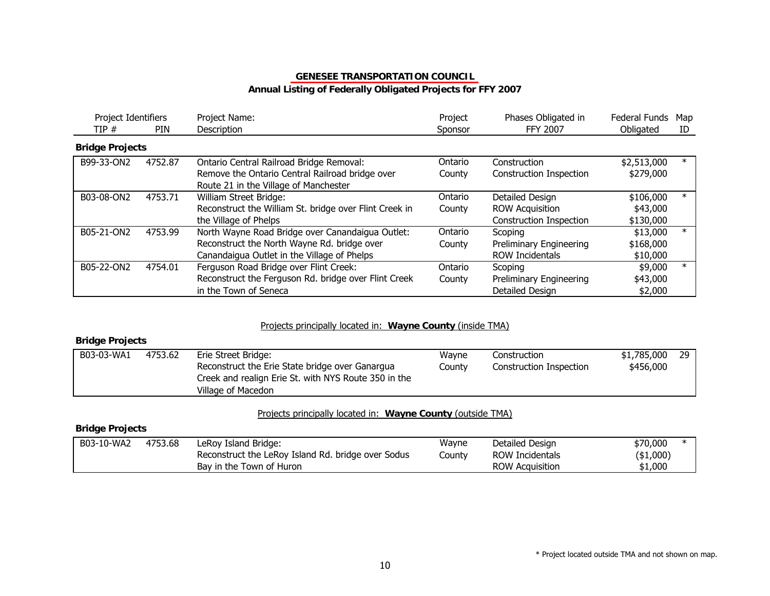**GENESEE TRANSPORTATION COUNCIL**
**Annual Listing of Federally Obligated Projects for FFY 2007**

| Project Identifiers TIP # | PIN | Project Name: Description | Project Sponsor | Phases Obligated in FFY 2007 | Federal Funds Obligated | Map ID |
|---|---|---|---|---|---|---|
| **Bridge Projects** | | | | | | |
| B99-33-ON2 | 4752.87 | Ontario Central Railroad Bridge Removal: Remove the Ontario Central Railroad bridge over Route 21 in the Village of Manchester | Ontario County | Construction<br>Construction Inspection | $2,513,000<br>$279,000 | * |
| B03-08-ON2 | 4753.71 | William Street Bridge: Reconstruct the William St. bridge over Flint Creek in the Village of Phelps | Ontario County | Detailed Design<br>ROW Acquisition<br>Construction Inspection | $106,000<br>$43,000<br>$130,000 | * |
| B05-21-ON2 | 4753.99 | North Wayne Road Bridge over Canandaigua Outlet: Reconstruct the North Wayne Rd. bridge over Canandaigua Outlet in the Village of Phelps | Ontario County | Scoping<br>Preliminary Engineering<br>ROW Incidentals | $13,000<br>$168,000<br>$10,000 | * |
| B05-22-ON2 | 4754.01 | Ferguson Road Bridge over Flint Creek: Reconstruct the Ferguson Rd. bridge over Flint Creek in the Town of Seneca | Ontario County | Scoping<br>Preliminary Engineering<br>Detailed Design | $9,000<br>$43,000<br>$2,000 | * |

Projects principally located in: **Wayne County** (inside TMA)

| Project Identifiers TIP # | PIN | Project Name: Description | Project Sponsor | Phases Obligated in FFY 2007 | Federal Funds Obligated | Map ID |
|---|---|---|---|---|---|---|
| **Bridge Projects** | | | | | | |
| B03-03-WA1 | 4753.62 | Erie Street Bridge: Reconstruct the Erie State bridge over Ganargua Creek and realign Erie St. with NYS Route 350 in the Village of Macedon | Wayne County | Construction<br>Construction Inspection | $1,785,000<br>$456,000 | 29 |

Projects principally located in: **Wayne County** (outside TMA)

| Project Identifiers TIP # | PIN | Project Name: Description | Project Sponsor | Phases Obligated in FFY 2007 | Federal Funds Obligated | Map ID |
|---|---|---|---|---|---|---|
| **Bridge Projects** | | | | | | |
| B03-10-WA2 | 4753.68 | LeRoy Island Bridge: Reconstruct the LeRoy Island Rd. bridge over Sodus Bay in the Town of Huron | Wayne County | Detailed Design<br>ROW Incidentals<br>ROW Acquisition | $70,000<br>($1,000)<br>$1,000 | * |

* Project located outside TMA and not shown on map.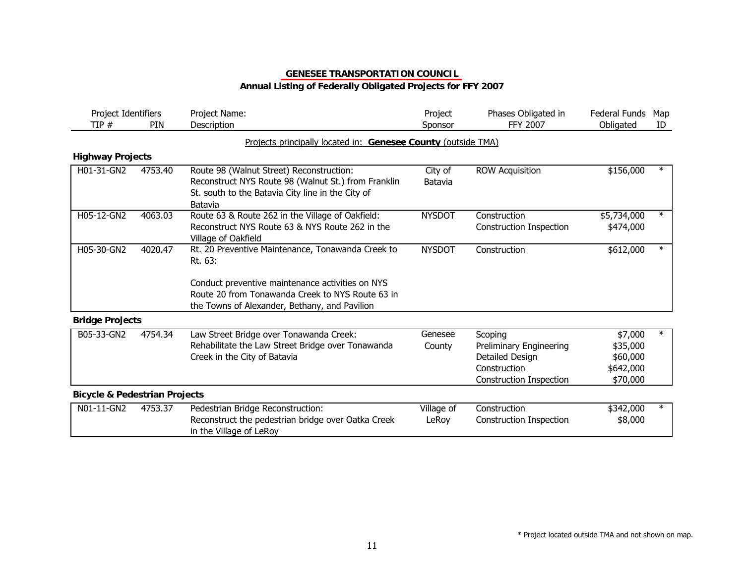**GENESEE TRANSPORTATION COUNCIL**

**Annual Listing of Federally Obligated Projects for FFY 2007**

Projects principally located in: **Genesee County** (outside TMA)

| Project Identifiers TIP # | PIN | Project Name: Description | Project Sponsor | Phases Obligated in FFY 2007 | Federal Funds Obligated | Map ID |
|---|---|---|---|---|---|---|
| **Highway Projects** | | | | | | |
| H01-31-GN2 | 4753.40 | Route 98 (Walnut Street) Reconstruction: Reconstruct NYS Route 98 (Walnut St.) from Franklin St. south to the Batavia City line in the City of Batavia | City of Batavia | ROW Acquisition | $156,000 | * |
| H05-12-GN2 | 4063.03 | Route 63 & Route 262 in the Village of Oakfield: Reconstruct NYS Route 63 & NYS Route 262 in the Village of Oakfield | NYSDOT | Construction<br>Construction Inspection | $5,734,000<br>$474,000 | * |
| H05-30-GN2 | 4020.47 | Rt. 20 Preventive Maintenance, Tonawanda Creek to Rt. 63:<br><br>Conduct preventive maintenance activities on NYS Route 20 from Tonawanda Creek to NYS Route 63 in the Towns of Alexander, Bethany, and Pavilion | NYSDOT | Construction | $612,000 | * |
| **Bridge Projects** | | | | | | |
| B05-33-GN2 | 4754.34 | Law Street Bridge over Tonawanda Creek: Rehabilitate the Law Street Bridge over Tonawanda Creek in the City of Batavia | Genesee County | Scoping<br>Preliminary Engineering<br>Detailed Design<br>Construction<br>Construction Inspection | $7,000<br>$35,000<br>$60,000<br>$642,000<br>$70,000 | * |
| **Bicycle & Pedestrian Projects** | | | | | | |
| N01-11-GN2 | 4753.37 | Pedestrian Bridge Reconstruction: Reconstruct the pedestrian bridge over Oatka Creek in the Village of LeRoy | Village of LeRoy | Construction<br>Construction Inspection | $342,000<br>$8,000 | * |

* Project located outside TMA and not shown on map.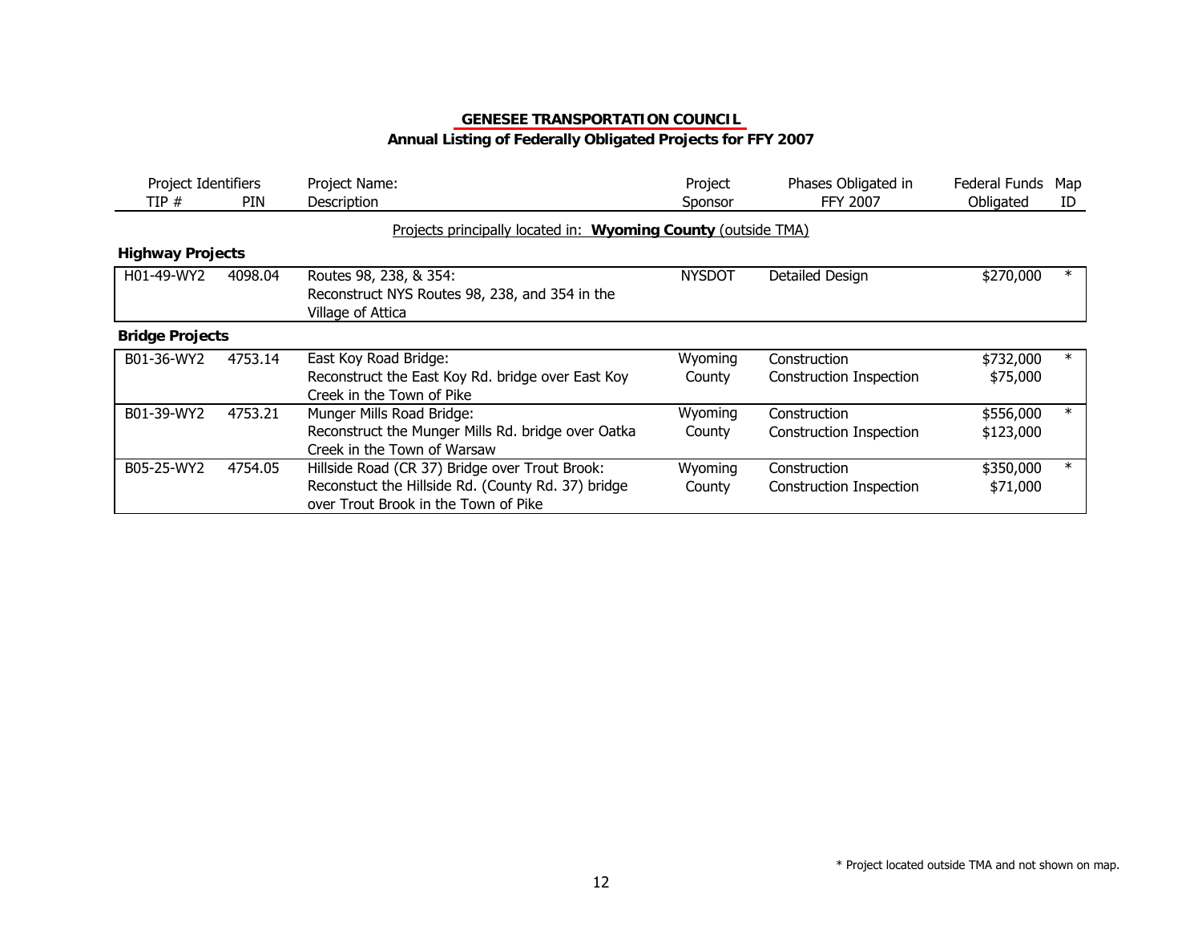# GENESEE TRANSPORTATION COUNCIL

## Annual Listing of Federally Obligated Projects for FFY 2007

| Project Identifiers TIP # | PIN | Project Name: Description | Project Sponsor | Phases Obligated in FFY 2007 | Federal Funds Obligated | Map ID |
|---|---|---|---|---|---|---|
| | | Projects principally located in: **Wyoming County** (outside TMA) | | | | |
| **Highway Projects** | | | | | | |
| H01-49-WY2 | 4098.04 | Routes 98, 238, & 354: Reconstruct NYS Routes 98, 238, and 354 in the Village of Attica | NYSDOT | Detailed Design | $270,000 | * |
| **Bridge Projects** | | | | | | |
| B01-36-WY2 | 4753.14 | East Koy Road Bridge: Reconstruct the East Koy Rd. bridge over East Koy Creek in the Town of Pike | Wyoming County | Construction<br>Construction Inspection | $732,000<br>$75,000 | * |
| B01-39-WY2 | 4753.21 | Munger Mills Road Bridge: Reconstruct the Munger Mills Rd. bridge over Oatka Creek in the Town of Warsaw | Wyoming County | Construction<br>Construction Inspection | $556,000<br>$123,000 | * |
| B05-25-WY2 | 4754.05 | Hillside Road (CR 37) Bridge over Trout Brook: Reconstuct the Hillside Rd. (County Rd. 37) bridge over Trout Brook in the Town of Pike | Wyoming County | Construction<br>Construction Inspection | $350,000<br>$71,000 | * |

* Project located outside TMA and not shown on map.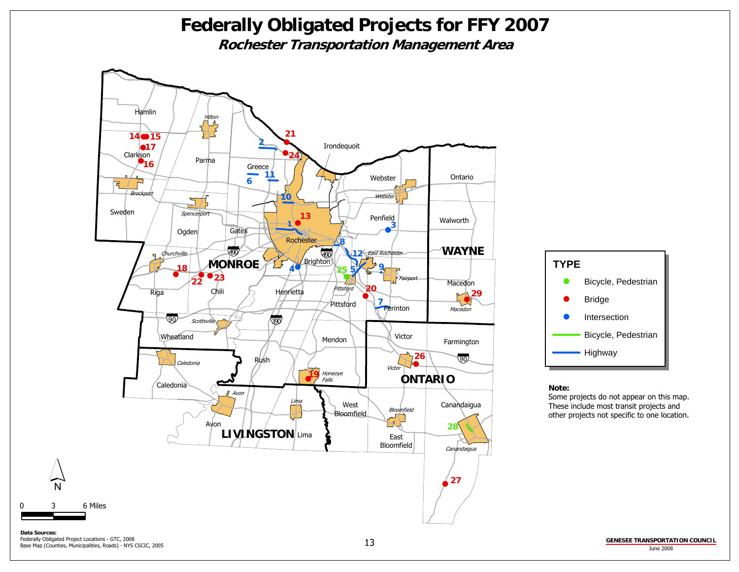# Federally Obligated Projects for FFY 2007

## *Rochester Transportation Management Area*

**TYPE**

- Bicycle, Pedestrian
- Bridge
- Intersection
- Bicycle, Pedestrian
- Highway

**Note:**
Some projects do not appear on this map. These include most transit projects and other projects not specific to one location.

0 3 6 Miles

**Data Sources:**
Federally Obligated Project Locations - GTC, 2008
Base Map (Counties, Municipalities, Roads) - NYS CSCIC, 2005

**GENESEE TRANSPORTATION COUNCIL**
June 2008